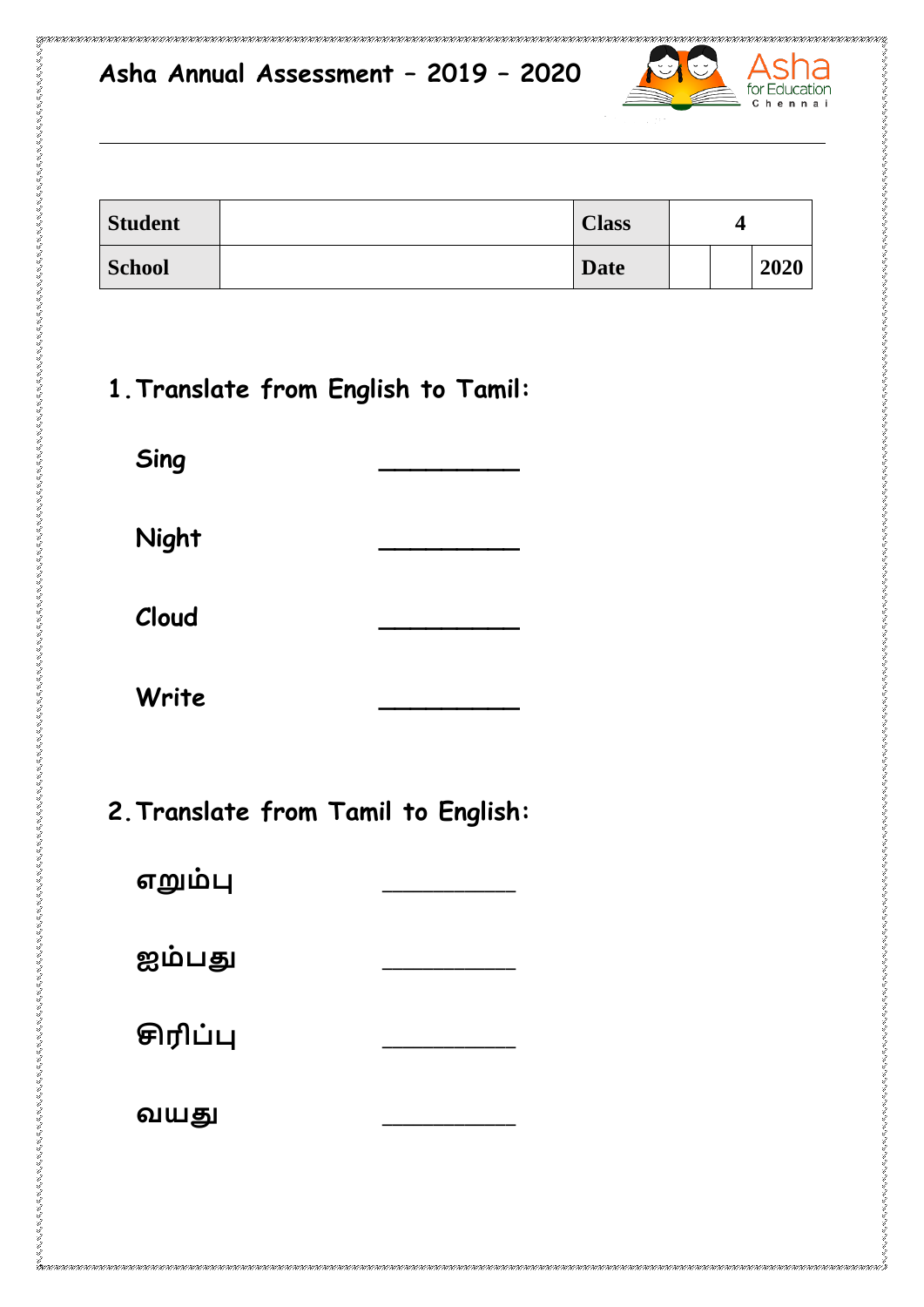# Asha Annual Assessment – 2019 – 2020

Asha for Education Chennai

| | | | | | |
|---|---|---|---|---|---|
| **Student** | | **Class** | 4 | | |
| **School** | | **Date** | | | 2020 |

## 1. Translate from English to Tamil:

Sing ________

Night ________

Cloud ________

Write ________

## 2. Translate from Tamil to English:

எறும்பு ________

ஐம்பது ________

சிரிப்பு ________

வயது ________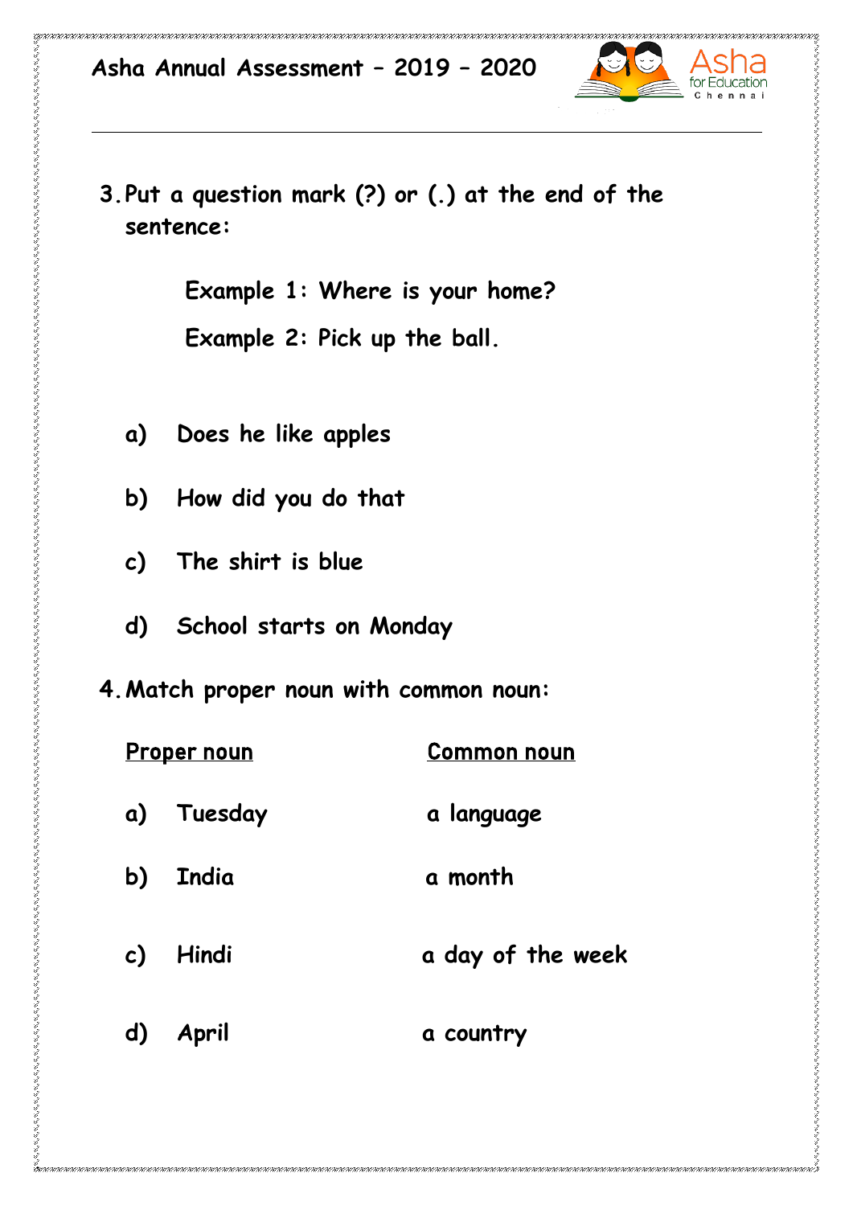3. Put a question mark (?) or (.) at the end of the sentence:

   Example 1: Where is your home?

   Example 2: Pick up the ball.

   a) Does he like apples

   b) How did you do that

   c) The shirt is blue

   d) School starts on Monday

4. Match proper noun with common noun:

| Proper noun | Common noun |
|---|---|
| a) Tuesday | a language |
| b) India | a month |
| c) Hindi | a day of the week |
| d) April | a country |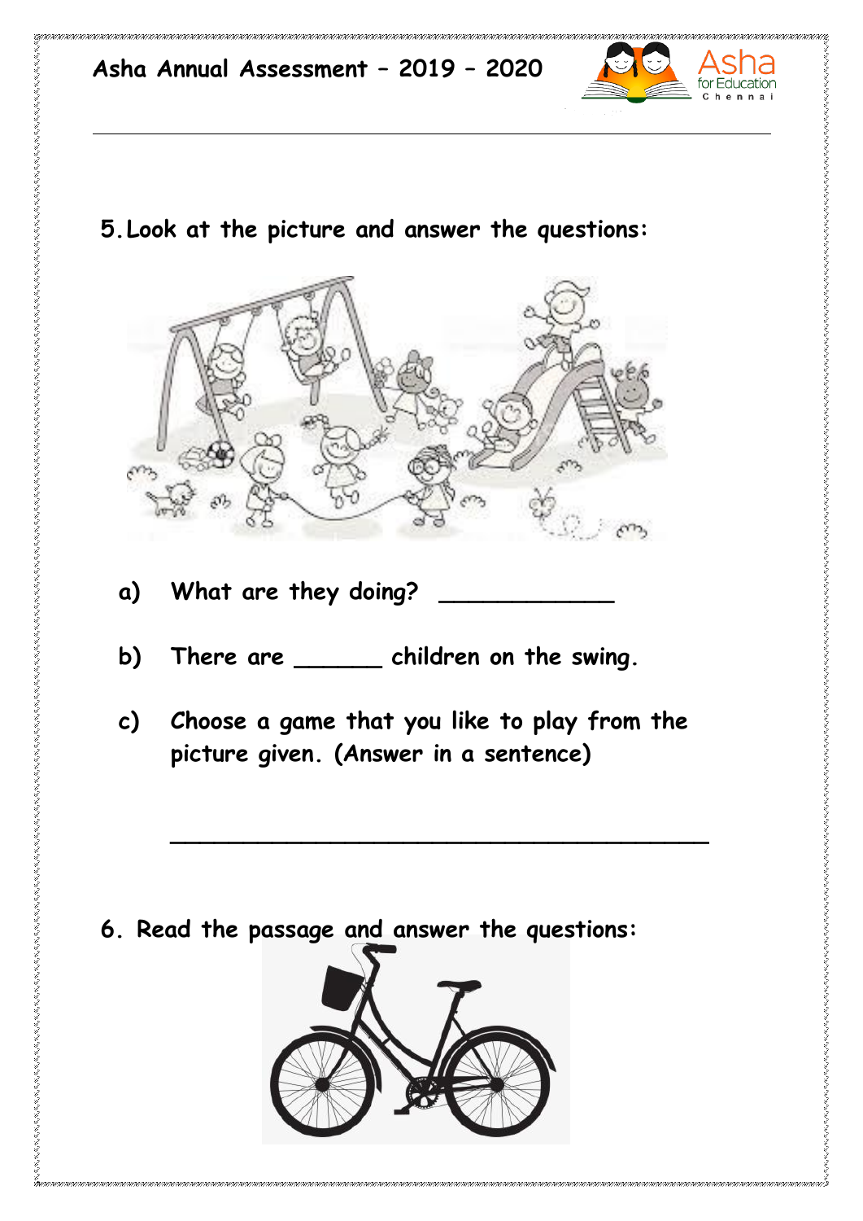**5. Look at the picture and answer the questions:**

a) What are they doing? ____________

b) There are ______ children on the swing.

c) Choose a game that you like to play from the picture given. (Answer in a sentence)

_____________________________________

**6. Read the passage and answer the questions:**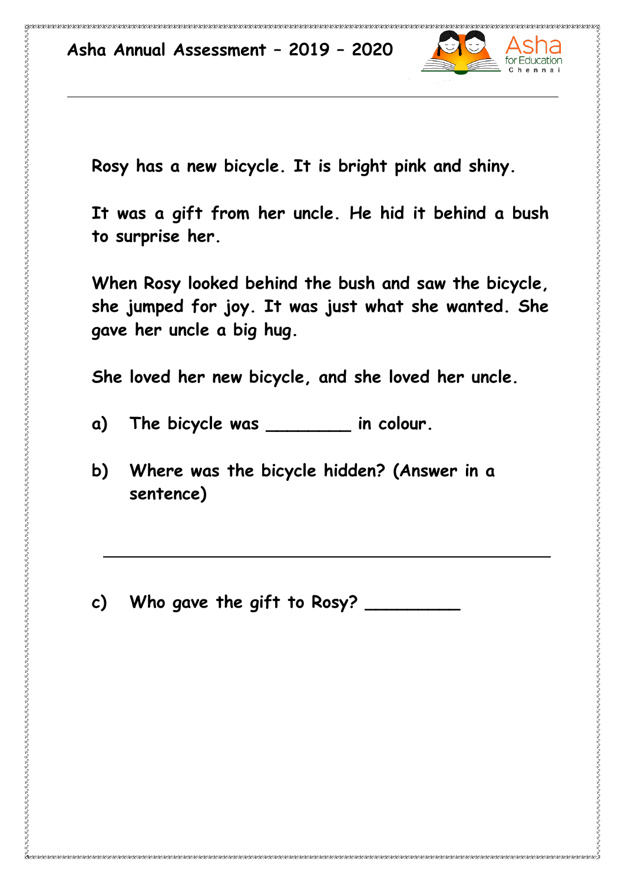Rosy has a new bicycle. It is bright pink and shiny.

It was a gift from her uncle. He hid it behind a bush to surprise her.

When Rosy looked behind the bush and saw the bicycle, she jumped for joy. It was just what she wanted. She gave her uncle a big hug.

She loved her new bicycle, and she loved her uncle.

a) The bicycle was ________ in colour.

b) Where was the bicycle hidden? (Answer in a sentence)

_______________________________________________

c) Who gave the gift to Rosy? _________